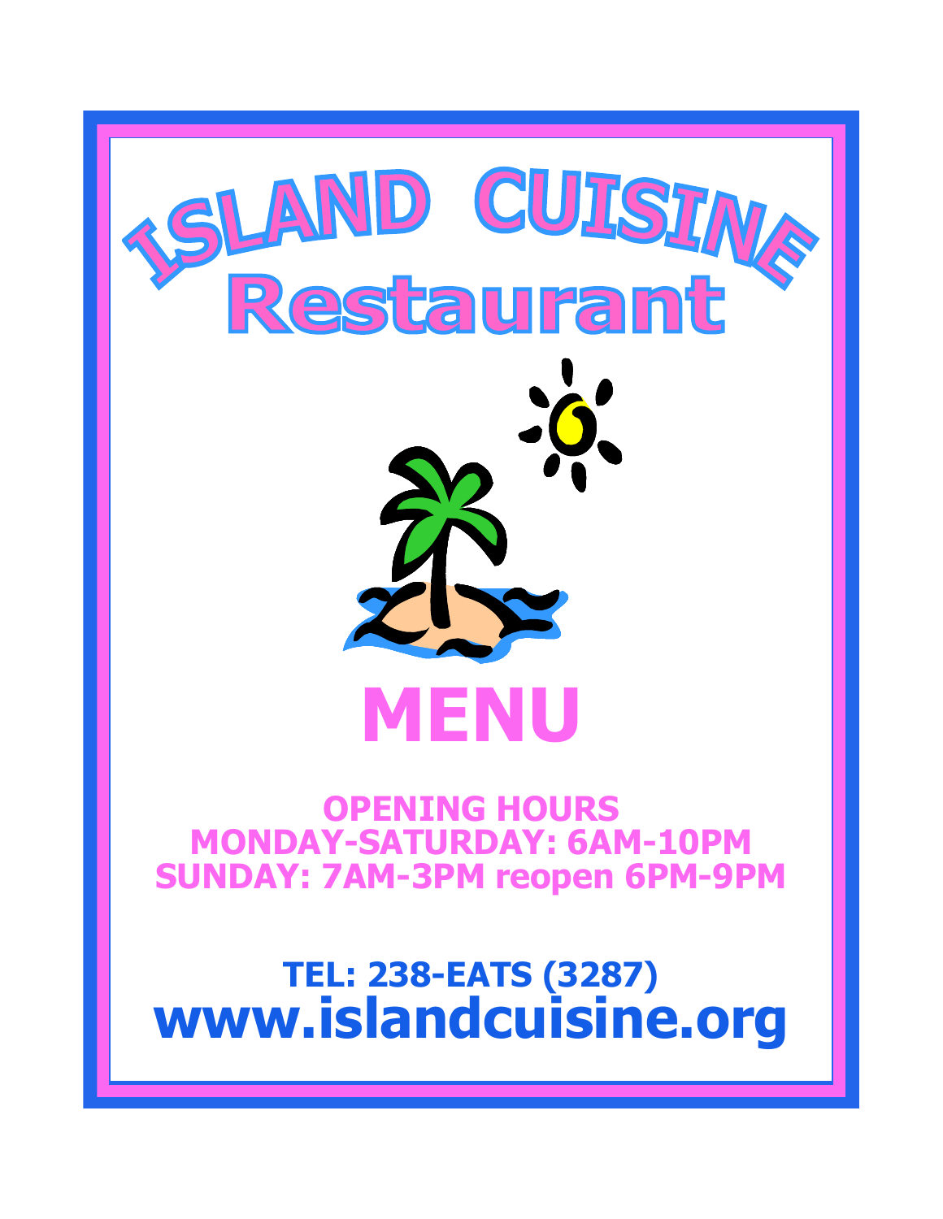# ISLAND CUISINE Restaurant

# MENU

**OPENING HOURS**
**MONDAY-SATURDAY: 6AM-10PM**
**SUNDAY: 7AM-3PM reopen 6PM-9PM**

**TEL: 238-EATS (3287)**
**www.islandcuisine.org**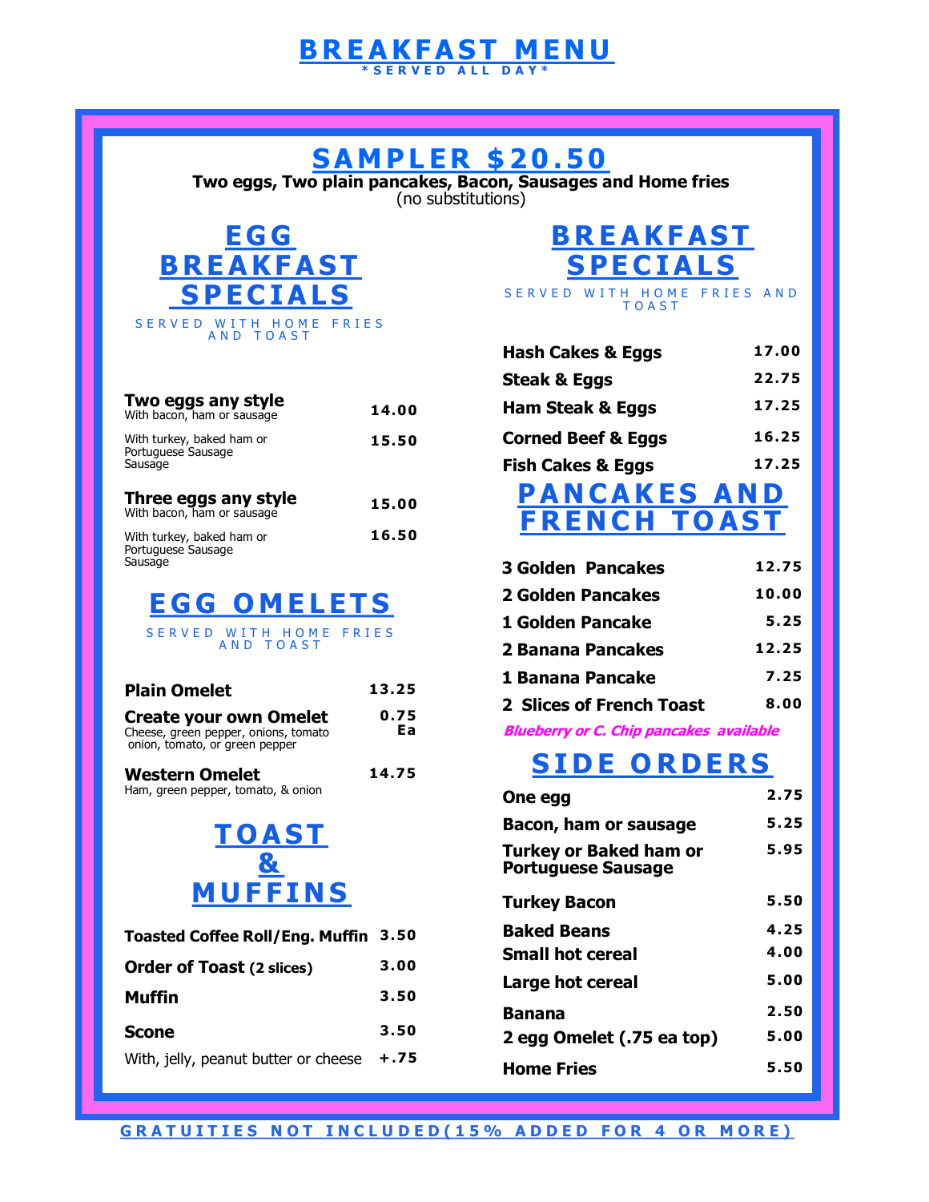# BREAKFAST MENU

*SERVED ALL DAY*

## SAMPLER $20.50

**Two eggs, Two plain pancakes, Bacon, Sausages and Home fries**
(no substitutions)

## EGG BREAKFAST SPECIALS

SERVED WITH HOME FRIES AND TOAST

| Item | Price |
|---|---|
| **Two eggs any style** With bacon, ham or sausage | 14.00 |
| With turkey, baked ham or Portuguese Sausage Sausage | 15.50 |
| **Three eggs any style** With bacon, ham or sausage | 15.00 |
| With turkey, baked ham or Portuguese Sausage Sausage | 16.50 |

## EGG OMELETS

SERVED WITH HOME FRIES AND TOAST

| Item | Price |
|---|---|
| **Plain Omelet** | 13.25 |
| **Create your own Omelet** Cheese, green pepper, onions, tomato onion, tomato, or green pepper | 0.75 Ea |
| **Western Omelet** Ham, green pepper, tomato, & onion | 14.75 |

## TOAST & MUFFINS

| Item | Price |
|---|---|
| **Toasted Coffee Roll/Eng. Muffin** | 3.50 |
| **Order of Toast** (2 slices) | 3.00 |
| **Muffin** | 3.50 |
| **Scone** | 3.50 |
| With, jelly, peanut butter or cheese | +.75 |

## BREAKFAST SPECIALS

SERVED WITH HOME FRIES AND TOAST

| Item | Price |
|---|---|
| **Hash Cakes & Eggs** | 17.00 |
| **Steak & Eggs** | 22.75 |
| **Ham Steak & Eggs** | 17.25 |
| **Corned Beef & Eggs** | 16.25 |
| **Fish Cakes & Eggs** | 17.25 |

## PANCAKES AND FRENCH TOAST

| Item | Price |
|---|---|
| **3 Golden Pancakes** | 12.75 |
| **2 Golden Pancakes** | 10.00 |
| **1 Golden Pancake** | 5.25 |
| **2 Banana Pancakes** | 12.25 |
| **1 Banana Pancake** | 7.25 |
| **2 Slices of French Toast** | 8.00 |

***Blueberry or C. Chip pancakes available***

## SIDE ORDERS

| Item | Price |
|---|---|
| **One egg** | 2.75 |
| **Bacon, ham or sausage** | 5.25 |
| **Turkey or Baked ham or Portuguese Sausage** | 5.95 |
| **Turkey Bacon** | 5.50 |
| **Baked Beans** | 4.25 |
| **Small hot cereal** | 4.00 |
| **Large hot cereal** | 5.00 |
| **Banana** | 2.50 |
| **2 egg Omelet (.75 ea top)** | 5.00 |
| **Home Fries** | 5.50 |

GRATUITIES NOT INCLUDED(15% ADDED FOR 4 OR MORE)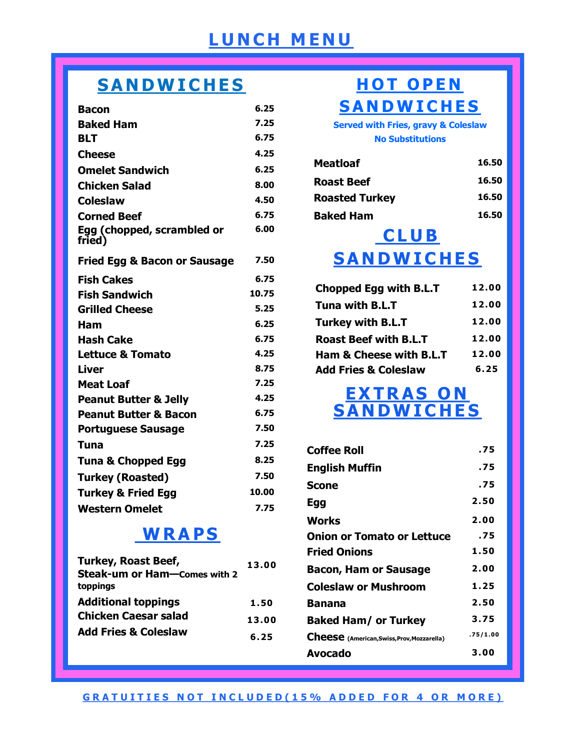# LUNCH MENU

## SANDWICHES

| Item | Price |
|---|---|
| Bacon | 6.25 |
| Baked Ham | 7.25 |
| BLT | 6.75 |
| Cheese | 4.25 |
| Omelet Sandwich | 6.25 |
| Chicken Salad | 8.00 |
| Coleslaw | 4.50 |
| Corned Beef | 6.75 |
| Egg (chopped, scrambled or fried) | 6.00 |
| Fried Egg & Bacon or Sausage | 7.50 |
| Fish Cakes | 6.75 |
| Fish Sandwich | 10.75 |
| Grilled Cheese | 5.25 |
| Ham | 6.25 |
| Hash Cake | 6.75 |
| Lettuce & Tomato | 4.25 |
| Liver | 8.75 |
| Meat Loaf | 7.25 |
| Peanut Butter & Jelly | 4.25 |
| Peanut Butter & Bacon | 6.75 |
| Portuguese Sausage | 7.50 |
| Tuna | 7.25 |
| Tuna & Chopped Egg | 8.25 |
| Turkey (Roasted) | 7.50 |
| Turkey & Fried Egg | 10.00 |
| Western Omelet | 7.75 |

## WRAPS

| Item | Price |
|---|---|
| Turkey, Roast Beef, Steak-um or Ham—Comes with 2 toppings | 13.00 |
| Additional toppings | 1.50 |
| Chicken Caesar salad | 13.00 |
| Add Fries & Coleslaw | 6.25 |

## HOT OPEN SANDWICHES

**Served with Fries, gravy & Coleslaw**
**No Substitutions**

| Item | Price |
|---|---|
| Meatloaf | 16.50 |
| Roast Beef | 16.50 |
| Roasted Turkey | 16.50 |
| Baked Ham | 16.50 |

## CLUB SANDWICHES

| Item | Price |
|---|---|
| Chopped Egg with B.L.T | 12.00 |
| Tuna with B.L.T | 12.00 |
| Turkey with B.L.T | 12.00 |
| Roast Beef with B.L.T | 12.00 |
| Ham & Cheese with B.L.T | 12.00 |
| Add Fries & Coleslaw | 6.25 |

## EXTRAS ON SANDWICHES

| Item | Price |
|---|---|
| Coffee Roll | .75 |
| English Muffin | .75 |
| Scone | .75 |
| Egg | 2.50 |
| Works | 2.00 |
| Onion or Tomato or Lettuce | .75 |
| Fried Onions | 1.50 |
| Bacon, Ham or Sausage | 2.00 |
| Coleslaw or Mushroom | 1.25 |
| Banana | 2.50 |
| Baked Ham/ or Turkey | 3.75 |
| Cheese (American,Swiss,Prov,Mozzarella) | .75/1.00 |
| Avocado | 3.00 |

GRATUITIES NOT INCLUDED(15% ADDED FOR 4 OR MORE)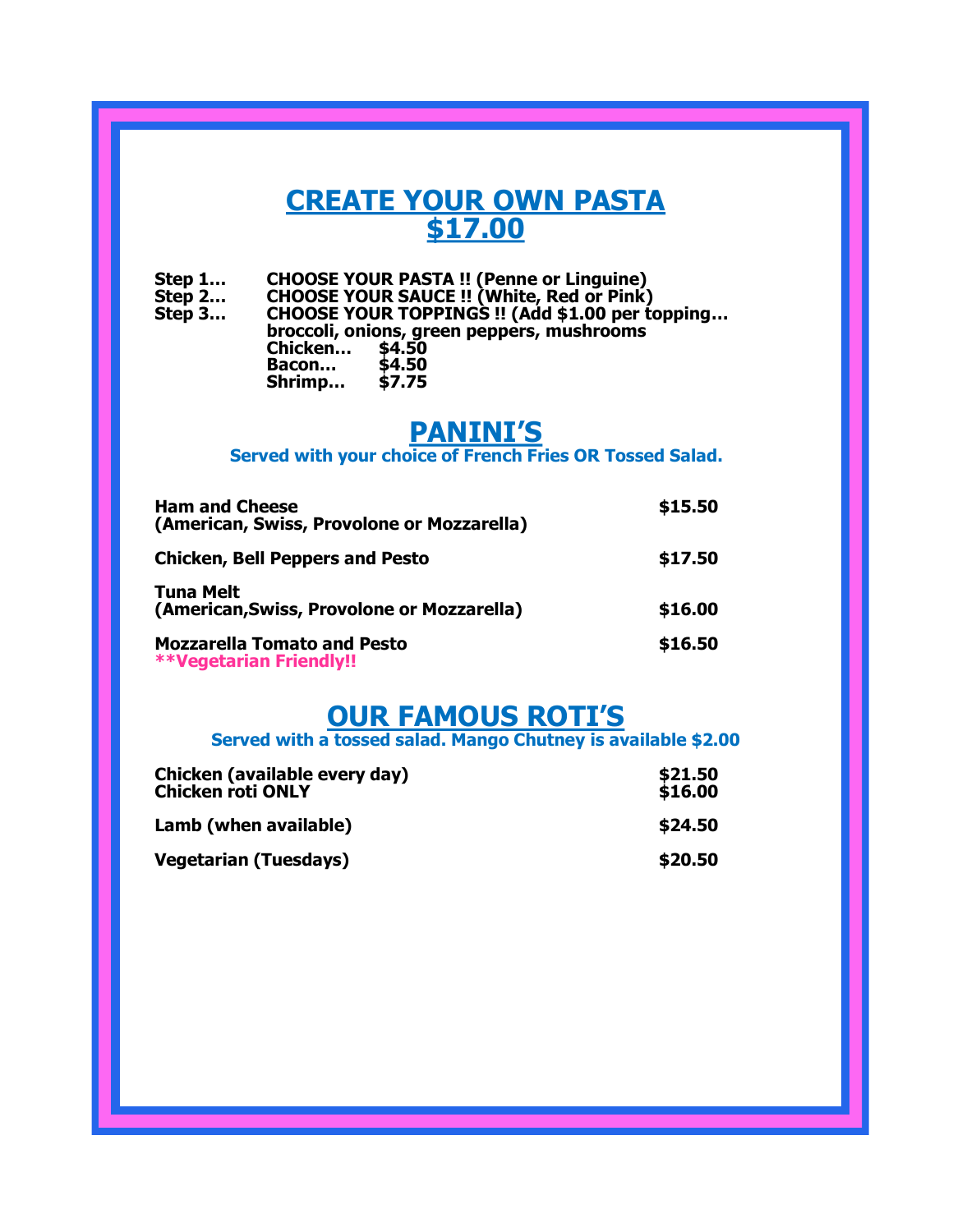# CREATE YOUR OWN PASTA
# $17.00

**Step 1…** **CHOOSE YOUR PASTA !! (Penne or Linguine)**
**Step 2…** **CHOOSE YOUR SAUCE !! (White, Red or Pink)**
**Step 3…** **CHOOSE YOUR TOPPINGS !! (Add $1.00 per topping… broccoli, onions, green peppers, mushrooms**

| | |
|---|---|
| **Chicken…** | **$4.50** |
| **Bacon…** | **$4.50** |
| **Shrimp…** | **$7.75** |

# PANINI'S

**Served with your choice of French Fries OR Tossed Salad.**

| Item | Price |
|---|---|
| **Ham and Cheese (American, Swiss, Provolone or Mozzarella)** | **$15.50** |
| **Chicken, Bell Peppers and Pesto** | **$17.50** |
| **Tuna Melt (American,Swiss, Provolone or Mozzarella)** | **$16.00** |
| **Mozzarella Tomato and Pesto** **\*\*Vegetarian Friendly!!** | **$16.50** |

# OUR FAMOUS ROTI'S

**Served with a tossed salad. Mango Chutney is available $2.00**

| Item | Price |
|---|---|
| **Chicken (available every day)** | **$21.50** |
| **Chicken roti ONLY** | **$16.00** |
| **Lamb (when available)** | **$24.50** |
| **Vegetarian (Tuesdays)** | **$20.50** |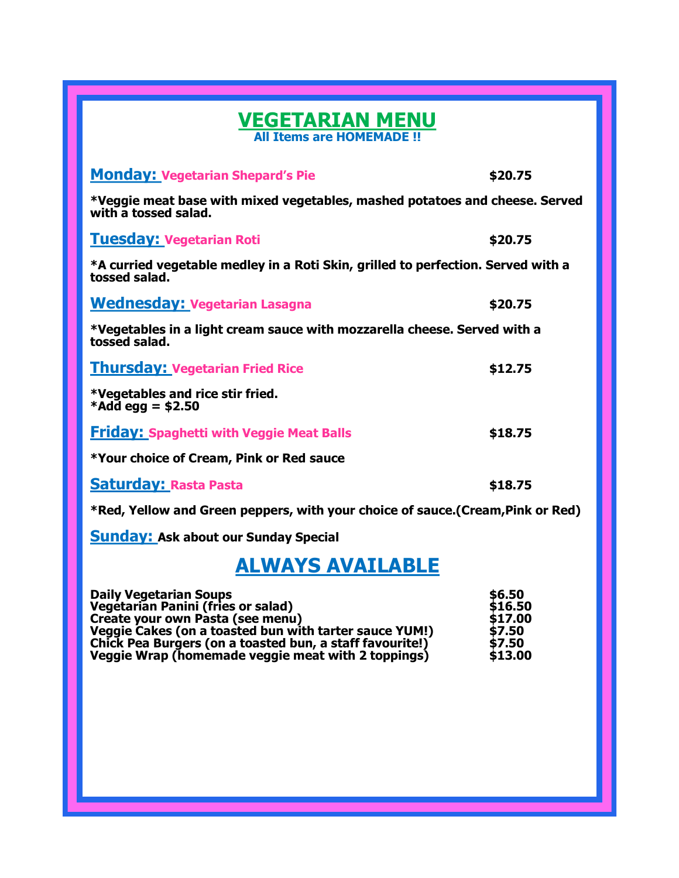# VEGETARIAN MENU

**All Items are HOMEMADE !!**

**Monday:** Vegetarian Shepard's Pie **$20.75**

*Veggie meat base with mixed vegetables, mashed potatoes and cheese. Served with a tossed salad.

**Tuesday:** Vegetarian Roti **$20.75**

*A curried vegetable medley in a Roti Skin, grilled to perfection. Served with a tossed salad.

**Wednesday:** Vegetarian Lasagna **$20.75**

*Vegetables in a light cream sauce with mozzarella cheese. Served with a tossed salad.

**Thursday:** Vegetarian Fried Rice **$12.75**

*Vegetables and rice stir fried.
*Add egg = $2.50

**Friday:** Spaghetti with Veggie Meat Balls **$18.75**

*Your choice of Cream, Pink or Red sauce

**Saturday:** Rasta Pasta **$18.75**

*Red, Yellow and Green peppers, with your choice of sauce.(Cream,Pink or Red)

**Sunday:** Ask about our Sunday Special

## ALWAYS AVAILABLE

| Item | Price |
|---|---|
| Daily Vegetarian Soups | $6.50 |
| Vegetarian Panini (fries or salad) | $16.50 |
| Create your own Pasta (see menu) | $17.00 |
| Veggie Cakes (on a toasted bun with tarter sauce YUM!) | $7.50 |
| Chick Pea Burgers (on a toasted bun, a staff favourite!) | $7.50 |
| Veggie Wrap (homemade veggie meat with 2 toppings) | $13.00 |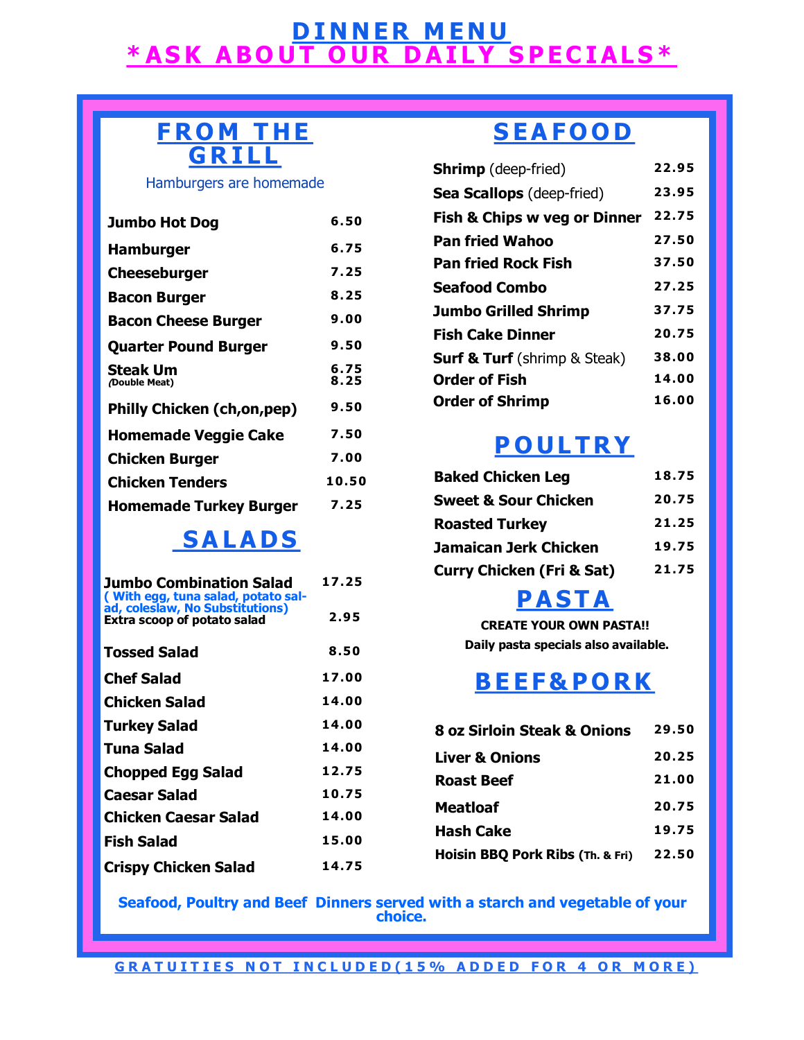# DINNER MENU

## *ASK ABOUT OUR DAILY SPECIALS*

## FROM THE GRILL

Hamburgers are homemade

| Item | Price |
|---|---|
| **Jumbo Hot Dog** | 6.50 |
| **Hamburger** | 6.75 |
| **Cheeseburger** | 7.25 |
| **Bacon Burger** | 8.25 |
| **Bacon Cheese Burger** | 9.00 |
| **Quarter Pound Burger** | 9.50 |
| **Steak Um** | 6.75 |
| *(Double Meat)* | 8.25 |
| **Philly Chicken (ch,on,pep)** | 9.50 |
| **Homemade Veggie Cake** | 7.50 |
| **Chicken Burger** | 7.00 |
| **Chicken Tenders** | 10.50 |
| **Homemade Turkey Burger** | 7.25 |

## SALADS

| Item | Price |
|---|---|
| **Jumbo Combination Salad** ( With egg, tuna salad, potato salad, coleslaw, No Substitutions) | 17.25 |
| Extra scoop of potato salad | 2.95 |
| **Tossed Salad** | 8.50 |
| **Chef Salad** | 17.00 |
| **Chicken Salad** | 14.00 |
| **Turkey Salad** | 14.00 |
| **Tuna Salad** | 14.00 |
| **Chopped Egg Salad** | 12.75 |
| **Caesar Salad** | 10.75 |
| **Chicken Caesar Salad** | 14.00 |
| **Fish Salad** | 15.00 |
| **Crispy Chicken Salad** | 14.75 |

## SEAFOOD

| Item | Price |
|---|---|
| **Shrimp** (deep-fried) | 22.95 |
| **Sea Scallops** (deep-fried) | 23.95 |
| **Fish & Chips w veg or Dinner** | 22.75 |
| **Pan fried Wahoo** | 27.50 |
| **Pan fried Rock Fish** | 37.50 |
| **Seafood Combo** | 27.25 |
| **Jumbo Grilled Shrimp** | 37.75 |
| **Fish Cake Dinner** | 20.75 |
| **Surf & Turf** (shrimp & Steak) | 38.00 |
| **Order of Fish** | 14.00 |
| **Order of Shrimp** | 16.00 |

## POULTRY

| Item | Price |
|---|---|
| **Baked Chicken Leg** | 18.75 |
| **Sweet & Sour Chicken** | 20.75 |
| **Roasted Turkey** | 21.25 |
| **Jamaican Jerk Chicken** | 19.75 |
| **Curry Chicken (Fri & Sat)** | 21.75 |

## PASTA

**CREATE YOUR OWN PASTA!!**

**Daily pasta specials also available.**

## BEEF&PORK

| Item | Price |
|---|---|
| **8 oz Sirloin Steak & Onions** | 29.50 |
| **Liver & Onions** | 20.25 |
| **Roast Beef** | 21.00 |
| **Meatloaf** | 20.75 |
| **Hash Cake** | 19.75 |
| **Hoisin BBQ Pork Ribs (Th. & Fri)** | 22.50 |

**Seafood, Poultry and Beef Dinners served with a starch and vegetable of your choice.**

**GRATUITIES NOT INCLUDED(15% ADDED FOR 4 OR MORE)**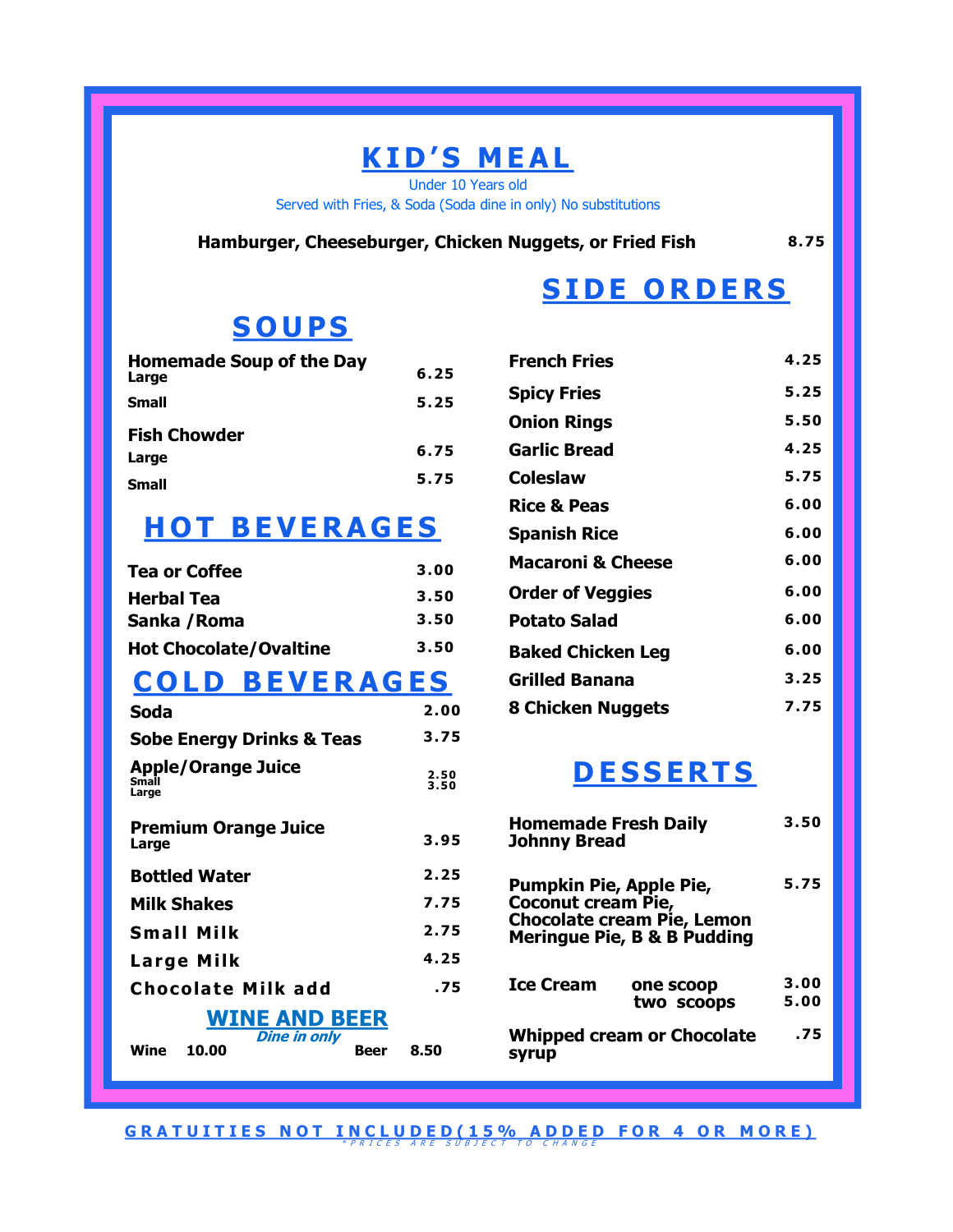# KID'S MEAL

Under 10 Years old

Served with Fries, & Soda (Soda dine in only) No substitutions

| | |
|---|---|
| **Hamburger, Cheeseburger, Chicken Nuggets, or Fried Fish** | 8.75 |

## SOUPS

| | |
|---|---|
| **Homemade Soup of the Day** | |
| Large | 6.25 |
| Small | 5.25 |
| **Fish Chowder** | |
| Large | 6.75 |
| Small | 5.75 |

## HOT BEVERAGES

| | |
|---|---|
| **Tea or Coffee** | 3.00 |
| **Herbal Tea** | 3.50 |
| **Sanka /Roma** | 3.50 |
| **Hot Chocolate/Ovaltine** | 3.50 |

## COLD BEVERAGES

| | |
|---|---|
| **Soda** | 2.00 |
| **Sobe Energy Drinks & Teas** | 3.75 |
| **Apple/Orange Juice** | |
| Small | 2.50 |
| Large | 3.50 |
| **Premium Orange Juice** | |
| Large | 3.95 |
| **Bottled Water** | 2.25 |
| **Milk Shakes** | 7.75 |
| **Small Milk** | 2.75 |
| **Large Milk** | 4.25 |
| **Chocolate Milk add** | .75 |

### WINE AND BEER

*Dine in only*

**Wine** 10.00 **Beer** 8.50

## SIDE ORDERS

| | |
|---|---|
| **French Fries** | 4.25 |
| **Spicy Fries** | 5.25 |
| **Onion Rings** | 5.50 |
| **Garlic Bread** | 4.25 |
| **Coleslaw** | 5.75 |
| **Rice & Peas** | 6.00 |
| **Spanish Rice** | 6.00 |
| **Macaroni & Cheese** | 6.00 |
| **Order of Veggies** | 6.00 |
| **Potato Salad** | 6.00 |
| **Baked Chicken Leg** | 6.00 |
| **Grilled Banana** | 3.25 |
| **8 Chicken Nuggets** | 7.75 |

## DESSERTS

| | |
|---|---|
| **Homemade Fresh Daily Johnny Bread** | 3.50 |
| **Pumpkin Pie, Apple Pie, Coconut cream Pie, Chocolate cream Pie, Lemon Meringue Pie, B & B Pudding** | 5.75 |
| **Ice Cream** one scoop | 3.00 |
| two scoops | 5.00 |
| **Whipped cream or Chocolate syrup** | .75 |

GRATUITIES NOT INCLUDED(15% ADDED FOR 4 OR MORE)

*PRICES ARE SUBJECT TO CHANGE